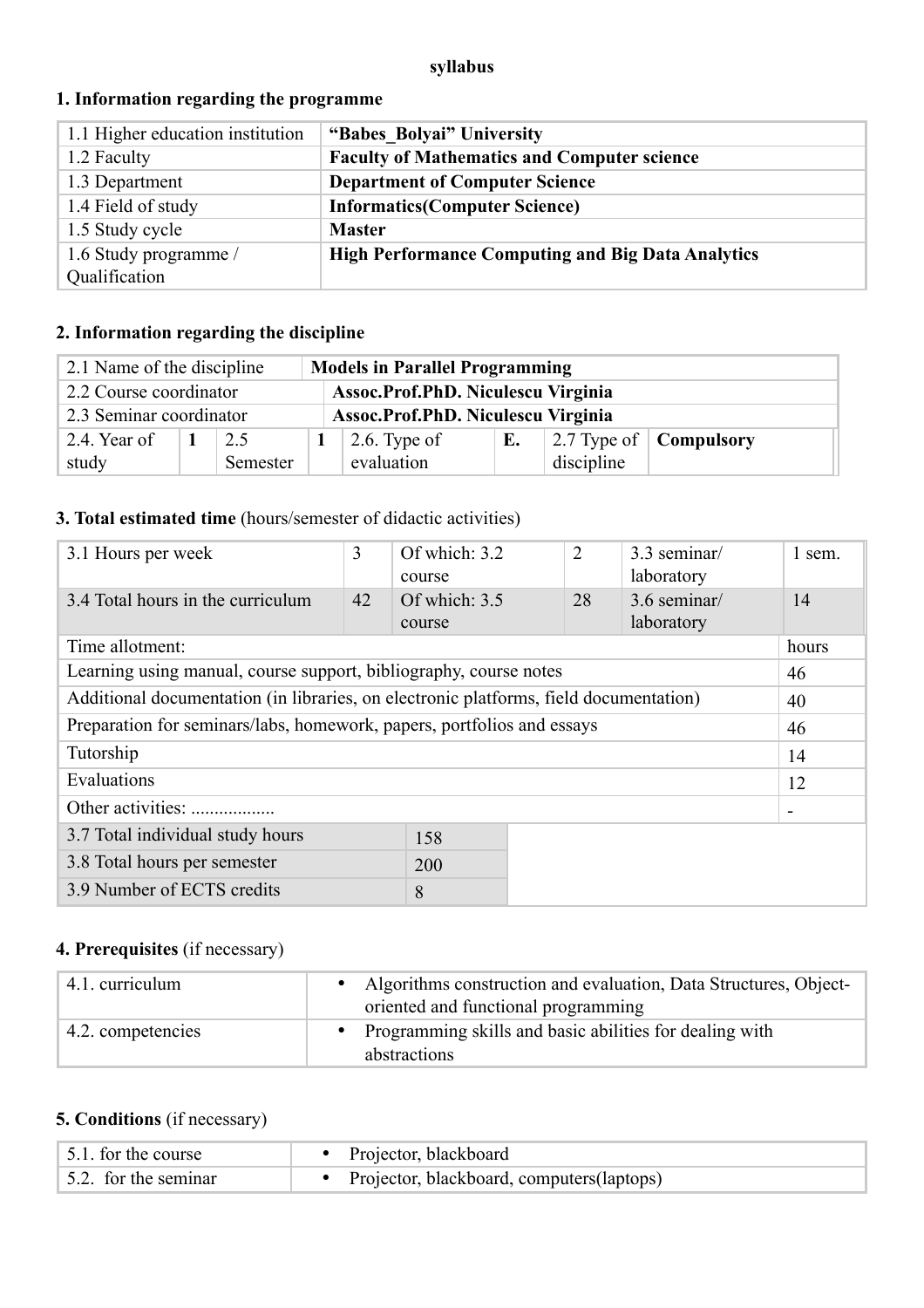**syllabus**

## 1. Information regarding the programme

| | |
|---|---|
| 1.1 Higher education institution | **"Babes_Bolyai" University** |
| 1.2 Faculty | **Faculty of Mathematics and Computer science** |
| 1.3 Department | **Department of Computer Science** |
| 1.4 Field of study | **Informatics(Computer Science)** |
| 1.5 Study cycle | **Master** |
| 1.6 Study programme / Qualification | **High Performance Computing and Big Data Analytics** |

## 2. Information regarding the discipline

| | | | | | | | |
|---|---|---|---|---|---|---|---|
| 2.1 Name of the discipline | **Models in Parallel Programming** | | | | | | |
| 2.2 Course coordinator | **Assoc.Prof.PhD. Niculescu Virginia** | | | | | | |
| 2.3 Seminar coordinator | **Assoc.Prof.PhD. Niculescu Virginia** | | | | | | |
| 2.4. Year of study | **1** | 2.5 Semester | **1** | 2.6. Type of evaluation | **E.** | 2.7 Type of discipline | **Compulsory** |

## 3. Total estimated time (hours/semester of didactic activities)

| | | | | | |
|---|---|---|---|---|---|
| 3.1 Hours per week | 3 | Of which: 3.2 course | 2 | 3.3 seminar/ laboratory | 1 sem. |
| 3.4 Total hours in the curriculum | 42 | Of which: 3.5 course | 28 | 3.6 seminar/ laboratory | 14 |

| Time allotment: | hours |
|---|---|
| Learning using manual, course support, bibliography, course notes | 46 |
| Additional documentation (in libraries, on electronic platforms, field documentation) | 40 |
| Preparation for seminars/labs, homework, papers, portfolios and essays | 46 |
| Tutorship | 14 |
| Evaluations | 12 |
| Other activities: .................. | - |

| | |
|---|---|
| 3.7 Total individual study hours | 158 |
| 3.8 Total hours per semester | 200 |
| 3.9 Number of ECTS credits | 8 |

## 4. Prerequisites (if necessary)

| | |
|---|---|
| 4.1. curriculum | • Algorithms construction and evaluation, Data Structures, Object-oriented and functional programming |
| 4.2. competencies | • Programming skills and basic abilities for dealing with abstractions |

## 5. Conditions (if necessary)

| | |
|---|---|
| 5.1. for the course | • Projector, blackboard |
| 5.2. for the seminar | • Projector, blackboard, computers(laptops) |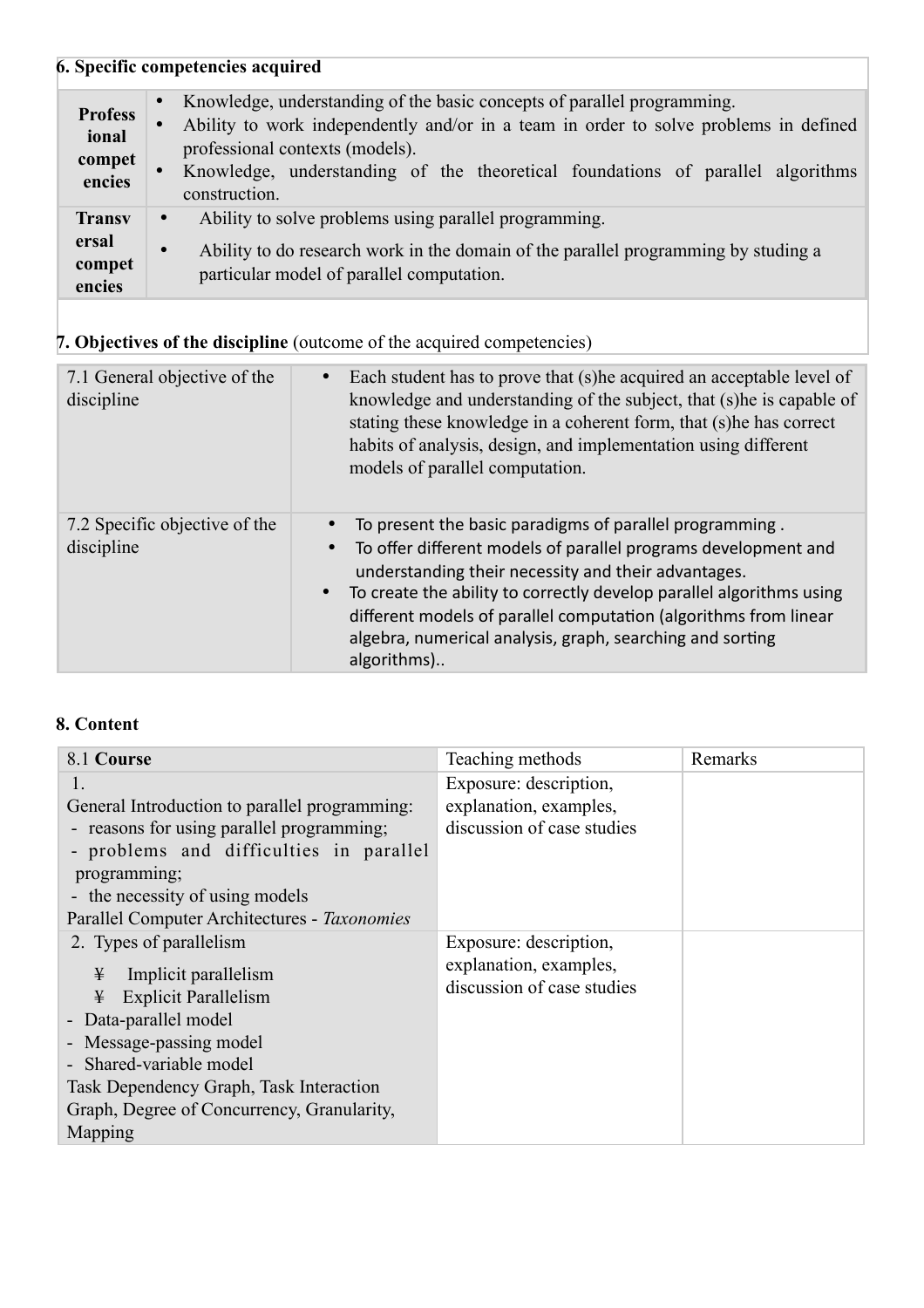**6. Specific competencies acquired**

| | |
|---|---|
| **Professional competencies** | • Knowledge, understanding of the basic concepts of parallel programming.<br>• Ability to work independently and/or in a team in order to solve problems in defined professional contexts (models).<br>• Knowledge, understanding of the theoretical foundations of parallel algorithms construction. |
| **Transversal competencies** | • Ability to solve problems using parallel programming.<br>• Ability to do research work in the domain of the parallel programming by studing a particular model of parallel computation. |

**7. Objectives of the discipline** (outcome of the acquired competencies)

| | |
|---|---|
| 7.1 General objective of the discipline | • Each student has to prove that (s)he acquired an acceptable level of knowledge and understanding of the subject, that (s)he is capable of stating these knowledge in a coherent form, that (s)he has correct habits of analysis, design, and implementation using different models of parallel computation. |
| 7.2 Specific objective of the discipline | • To present the basic paradigms of parallel programming .<br>• To offer different models of parallel programs development and understanding their necessity and their advantages.<br>• To create the ability to correctly develop parallel algorithms using different models of parallel computation (algorithms from linear algebra, numerical analysis, graph, searching and sorting algorithms).. |

**8. Content**

| 8.1 **Course** | Teaching methods | Remarks |
|---|---|---|
| 1.<br>General Introduction to parallel programming:<br>- reasons for using parallel programming;<br>- problems and difficulties in parallel programming;<br>- the necessity of using models<br>Parallel Computer Architectures - *Taxonomies* | Exposure: description, explanation, examples, discussion of case studies | |
| 2. Types of parallelism<br>¥ Implicit parallelism<br>¥ Explicit Parallelism<br>- Data-parallel model<br>- Message-passing model<br>- Shared-variable model<br>Task Dependency Graph, Task Interaction Graph, Degree of Concurrency, Granularity, Mapping | Exposure: description, explanation, examples, discussion of case studies | |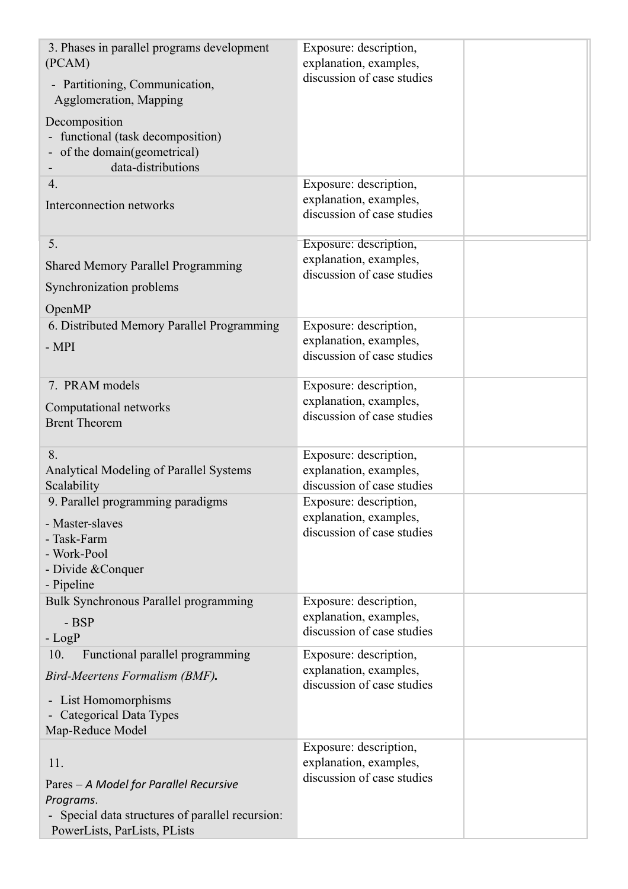| | | |
|---|---|---|
| 3. Phases in parallel programs development (PCAM)<br>- Partitioning, Communication, Agglomeration, Mapping<br>Decomposition<br>- functional (task decomposition)<br>- of the domain(geometrical)<br>- data-distributions | Exposure: description, explanation, examples, discussion of case studies | |
| 4.<br>Interconnection networks | Exposure: description, explanation, examples, discussion of case studies | |
| 5.<br>Shared Memory Parallel Programming<br>Synchronization problems<br>OpenMP | Exposure: description, explanation, examples, discussion of case studies | |
| 6. Distributed Memory Parallel Programming<br>- MPI | Exposure: description, explanation, examples, discussion of case studies | |
| 7. PRAM models<br>Computational networks<br>Brent Theorem | Exposure: description, explanation, examples, discussion of case studies | |
| 8.<br>Analytical Modeling of Parallel Systems<br>Scalability | Exposure: description, explanation, examples, discussion of case studies | |
| 9. Parallel programming paradigms<br>- Master-slaves<br>- Task-Farm<br>- Work-Pool<br>- Divide &Conquer<br>- Pipeline | Exposure: description, explanation, examples, discussion of case studies | |
| Bulk Synchronous Parallel programming<br>- BSP<br>- LogP | Exposure: description, explanation, examples, discussion of case studies | |
| 10. Functional parallel programming<br>*Bird-Meertens Formalism (BMF)*.<br>- List Homomorphisms<br>- Categorical Data Types<br>Map-Reduce Model | Exposure: description, explanation, examples, discussion of case studies | |
| 11.<br>Pares – *A Model for Parallel Recursive Programs*.<br>- Special data structures of parallel recursion: PowerLists, ParLists, PLists | Exposure: description, explanation, examples, discussion of case studies | |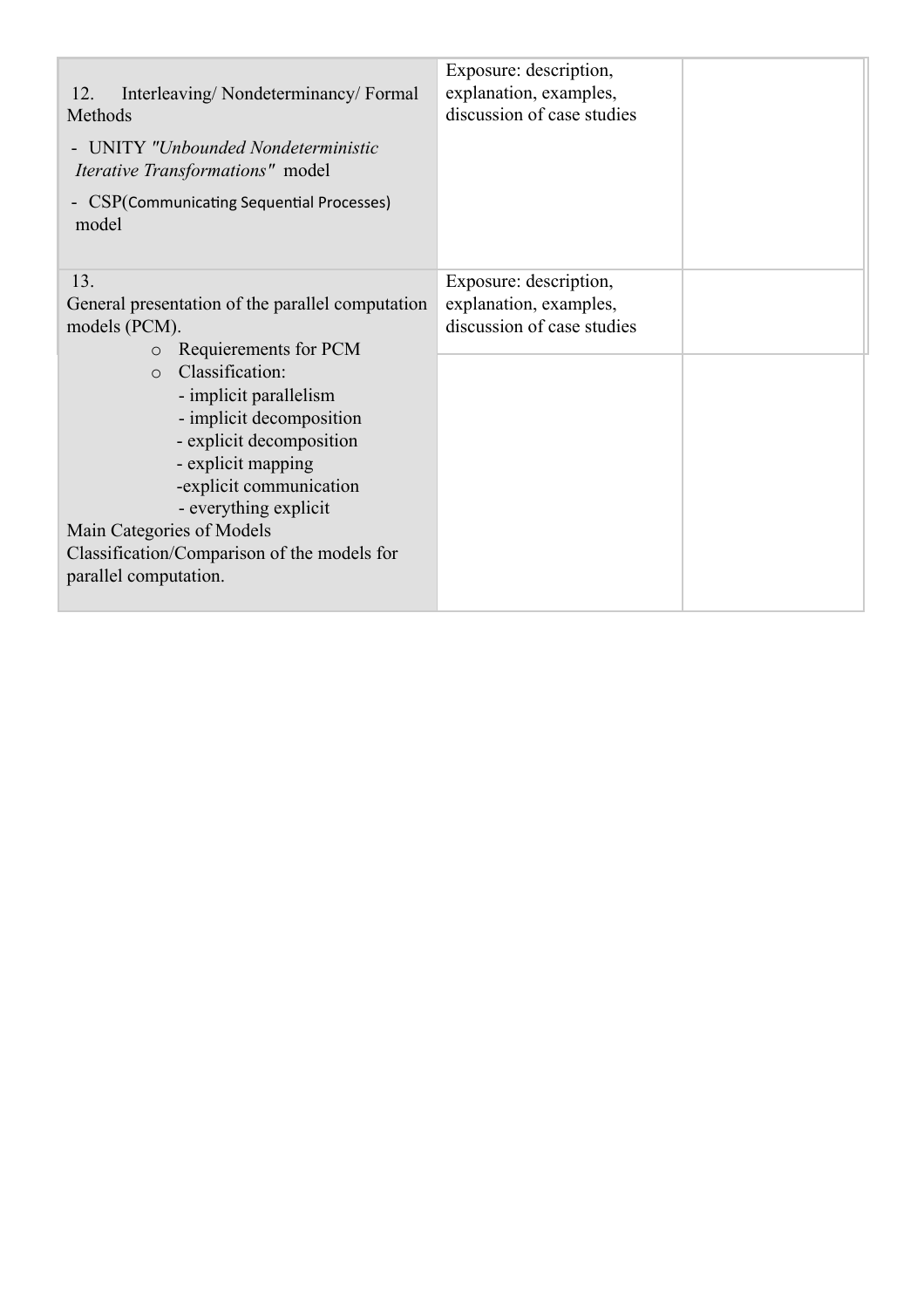| | | |
|---|---|---|
| 12. Interleaving/ Nondeterminancy/ Formal Methods<br>- UNITY *"Unbounded Nondeterministic Iterative Transformations"* model<br>- CSP(Communicating Sequential Processes) model | Exposure: description, explanation, examples, discussion of case studies | |
| 13.<br>General presentation of the parallel computation models (PCM).<br>o Requierements for PCM<br>o Classification:<br>- implicit parallelism<br>- implicit decomposition<br>- explicit decomposition<br>- explicit mapping<br>-explicit communication<br>- everything explicit<br>Main Categories of Models<br>Classification/Comparison of the models for parallel computation. | Exposure: description, explanation, examples, discussion of case studies | |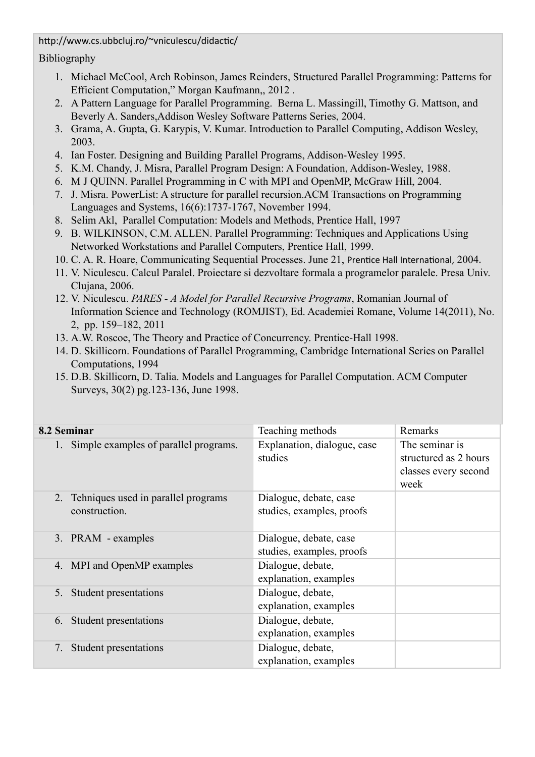http://www.cs.ubbcluj.ro/~vniculescu/didactic/

Bibliography

1. Michael McCool, Arch Robinson, James Reinders, Structured Parallel Programming: Patterns for Efficient Computation," Morgan Kaufmann,, 2012 .
2. A Pattern Language for Parallel Programming. Berna L. Massingill, Timothy G. Mattson, and Beverly A. Sanders,Addison Wesley Software Patterns Series, 2004.
3. Grama, A. Gupta, G. Karypis, V. Kumar. Introduction to Parallel Computing, Addison Wesley, 2003.
4. Ian Foster. Designing and Building Parallel Programs, Addison-Wesley 1995.
5. K.M. Chandy, J. Misra, Parallel Program Design: A Foundation, Addison-Wesley, 1988.
6. M J QUINN. Parallel Programming in C with MPI and OpenMP, McGraw Hill, 2004.
7. J. Misra. PowerList: A structure for parallel recursion.ACM Transactions on Programming Languages and Systems, 16(6):1737-1767, November 1994.
8. Selim Akl, Parallel Computation: Models and Methods, Prentice Hall, 1997
9. B. WILKINSON, C.M. ALLEN. Parallel Programming: Techniques and Applications Using Networked Workstations and Parallel Computers, Prentice Hall, 1999.
10. C. A. R. Hoare, Communicating Sequential Processes. June 21, Prentice Hall International, 2004.
11. V. Niculescu. Calcul Paralel. Proiectare si dezvoltare formala a programelor paralele. Presa Univ. Clujana, 2006.
12. V. Niculescu. *PARES - A Model for Parallel Recursive Programs*, Romanian Journal of Information Science and Technology (ROMJIST), Ed. Academiei Romane, Volume 14(2011), No. 2, pp. 159–182, 2011
13. A.W. Roscoe, The Theory and Practice of Concurrency. Prentice-Hall 1998.
14. D. Skillicorn. Foundations of Parallel Programming, Cambridge International Series on Parallel Computations, 1994
15. D.B. Skillicorn, D. Talia. Models and Languages for Parallel Computation. ACM Computer Surveys, 30(2) pg.123-136, June 1998.

| **8.2 Seminar** | Teaching methods | Remarks |
|---|---|---|
| 1. Simple examples of parallel programs. | Explanation, dialogue, case studies | The seminar is structured as 2 hours classes every second week |
| 2. Tehniques used in parallel programs construction. | Dialogue, debate, case studies, examples, proofs | |
| 3. PRAM - examples | Dialogue, debate, case studies, examples, proofs | |
| 4. MPI and OpenMP examples | Dialogue, debate, explanation, examples | |
| 5. Student presentations | Dialogue, debate, explanation, examples | |
| 6. Student presentations | Dialogue, debate, explanation, examples | |
| 7. Student presentations | Dialogue, debate, explanation, examples | |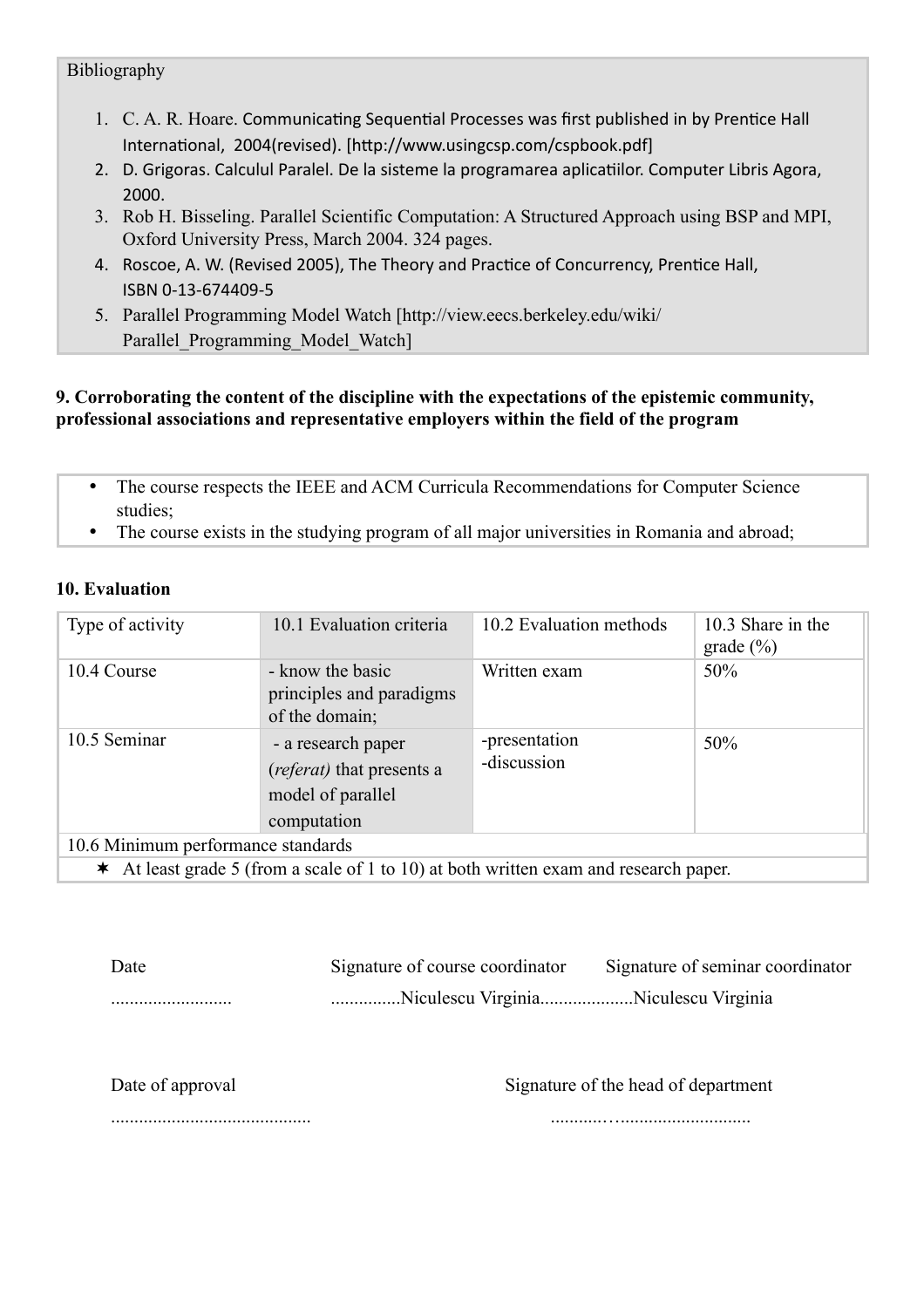Bibliography

1. C. A. R. Hoare. Communicating Sequential Processes was first published in by Prentice Hall International, 2004(revised). [http://www.usingcsp.com/cspbook.pdf]
2. D. Grigoras. Calculul Paralel. De la sisteme la programarea aplicatiilor. Computer Libris Agora, 2000.
3. Rob H. Bisseling. Parallel Scientific Computation: A Structured Approach using BSP and MPI, Oxford University Press, March 2004. 324 pages.
4. Roscoe, A. W. (Revised 2005), The Theory and Practice of Concurrency, Prentice Hall, ISBN 0-13-674409-5
5. Parallel Programming Model Watch [http://view.eecs.berkeley.edu/wiki/Parallel_Programming_Model_Watch]

**9. Corroborating the content of the discipline with the expectations of the epistemic community, professional associations and representative employers within the field of the program**

- The course respects the IEEE and ACM Curricula Recommendations for Computer Science studies;
- The course exists in the studying program of all major universities in Romania and abroad;

**10. Evaluation**

| Type of activity | 10.1 Evaluation criteria | 10.2 Evaluation methods | 10.3 Share in the grade (%) |
|---|---|---|---|
| 10.4 Course | - know the basic principles and paradigms of the domain; | Written exam | 50% |
| 10.5 Seminar | - a research paper (*referat)* that presents a model of parallel computation | -presentation<br>-discussion | 50% |
| 10.6 Minimum performance standards | | | |
| ✶ At least grade 5 (from a scale of 1 to 10) at both written exam and research paper. | | | |

| Date | Signature of course coordinator | Signature of seminar coordinator |
|---|---|---|
| .......................... | ...............Niculescu Virginia | ...................Niculescu Virginia |

| Date of approval | Signature of the head of department |
|---|---|
| ........................................... | ............................................ |